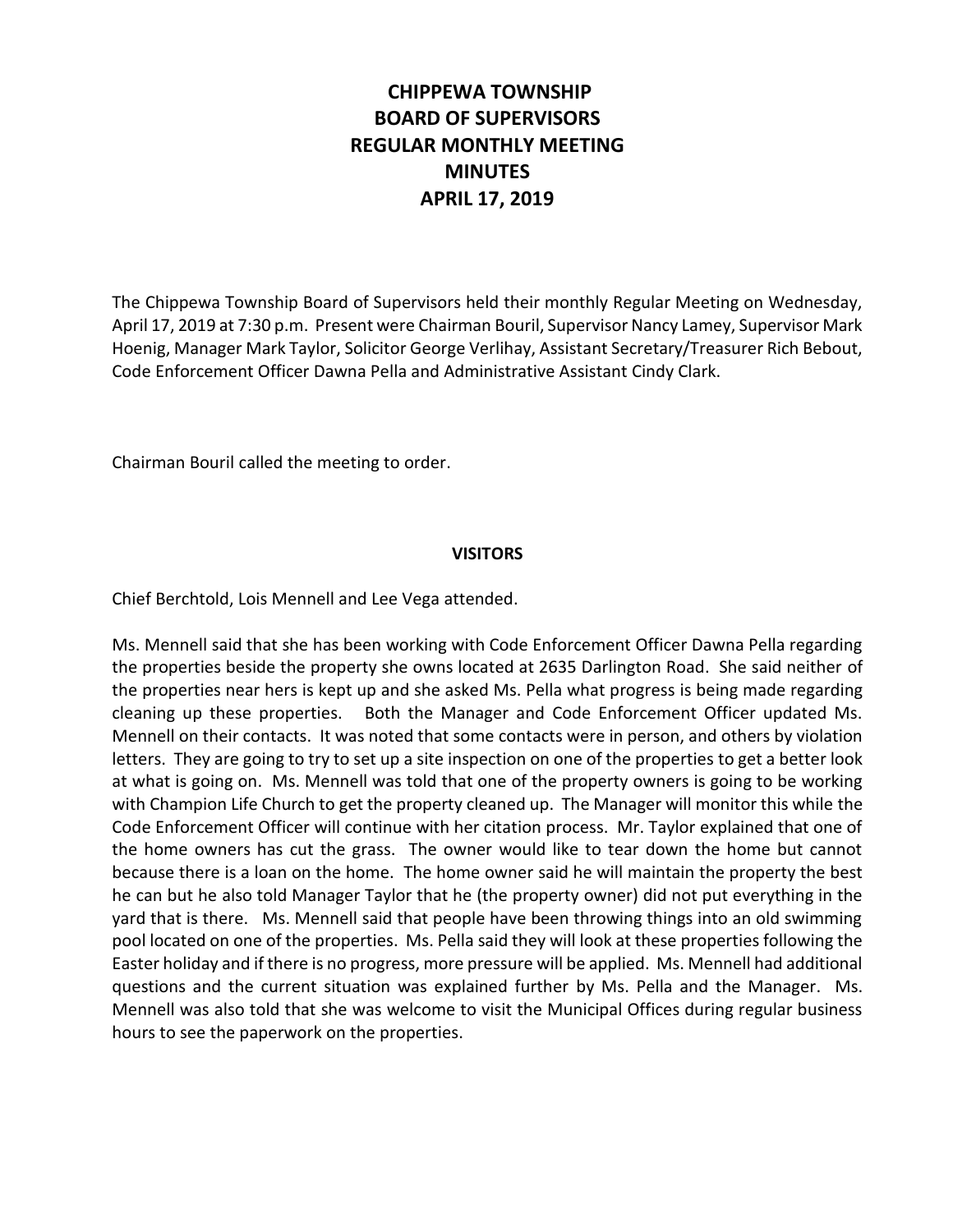# CHIPPEWA TOWNSHIP
# BOARD OF SUPERVISORS
# REGULAR MONTHLY MEETING
# MINUTES
# APRIL 17, 2019

The Chippewa Township Board of Supervisors held their monthly Regular Meeting on Wednesday, April 17, 2019 at 7:30 p.m. Present were Chairman Bouril, Supervisor Nancy Lamey, Supervisor Mark Hoenig, Manager Mark Taylor, Solicitor George Verlihay, Assistant Secretary/Treasurer Rich Bebout, Code Enforcement Officer Dawna Pella and Administrative Assistant Cindy Clark.

Chairman Bouril called the meeting to order.

## VISITORS

Chief Berchtold, Lois Mennell and Lee Vega attended.

Ms. Mennell said that she has been working with Code Enforcement Officer Dawna Pella regarding the properties beside the property she owns located at 2635 Darlington Road. She said neither of the properties near hers is kept up and she asked Ms. Pella what progress is being made regarding cleaning up these properties. Both the Manager and Code Enforcement Officer updated Ms. Mennell on their contacts. It was noted that some contacts were in person, and others by violation letters. They are going to try to set up a site inspection on one of the properties to get a better look at what is going on. Ms. Mennell was told that one of the property owners is going to be working with Champion Life Church to get the property cleaned up. The Manager will monitor this while the Code Enforcement Officer will continue with her citation process. Mr. Taylor explained that one of the home owners has cut the grass. The owner would like to tear down the home but cannot because there is a loan on the home. The home owner said he will maintain the property the best he can but he also told Manager Taylor that he (the property owner) did not put everything in the yard that is there. Ms. Mennell said that people have been throwing things into an old swimming pool located on one of the properties. Ms. Pella said they will look at these properties following the Easter holiday and if there is no progress, more pressure will be applied. Ms. Mennell had additional questions and the current situation was explained further by Ms. Pella and the Manager. Ms. Mennell was also told that she was welcome to visit the Municipal Offices during regular business hours to see the paperwork on the properties.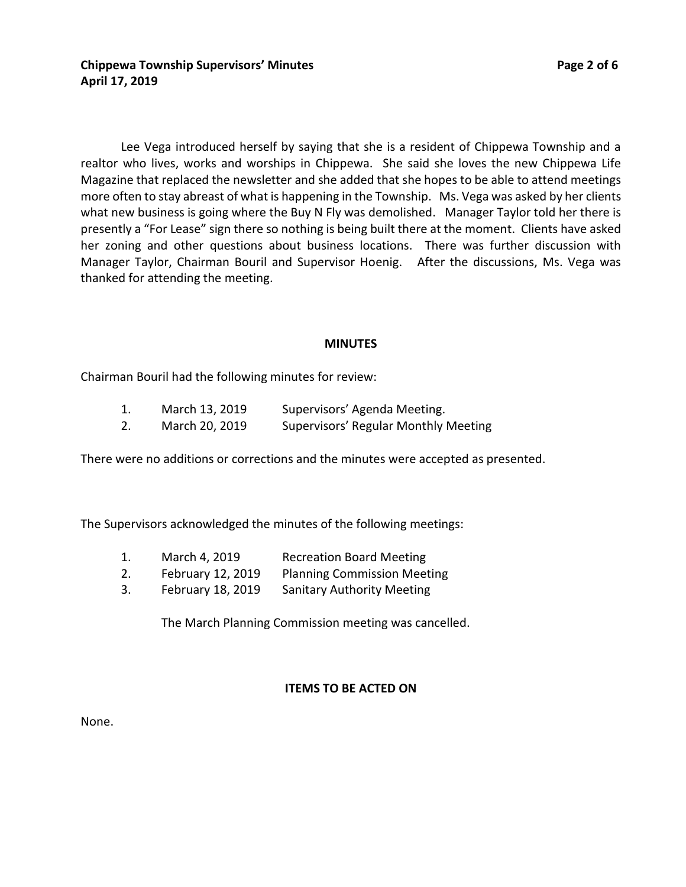Lee Vega introduced herself by saying that she is a resident of Chippewa Township and a realtor who lives, works and worships in Chippewa. She said she loves the new Chippewa Life Magazine that replaced the newsletter and she added that she hopes to be able to attend meetings more often to stay abreast of what is happening in the Township. Ms. Vega was asked by her clients what new business is going where the Buy N Fly was demolished. Manager Taylor told her there is presently a "For Lease" sign there so nothing is being built there at the moment. Clients have asked her zoning and other questions about business locations. There was further discussion with Manager Taylor, Chairman Bouril and Supervisor Hoenig. After the discussions, Ms. Vega was thanked for attending the meeting.

**MINUTES**

Chairman Bouril had the following minutes for review:

1. March 13, 2019 Supervisors' Agenda Meeting.
2. March 20, 2019 Supervisors' Regular Monthly Meeting

There were no additions or corrections and the minutes were accepted as presented.

The Supervisors acknowledged the minutes of the following meetings:

1. March 4, 2019 Recreation Board Meeting
2. February 12, 2019 Planning Commission Meeting
3. February 18, 2019 Sanitary Authority Meeting

The March Planning Commission meeting was cancelled.

**ITEMS TO BE ACTED ON**

None.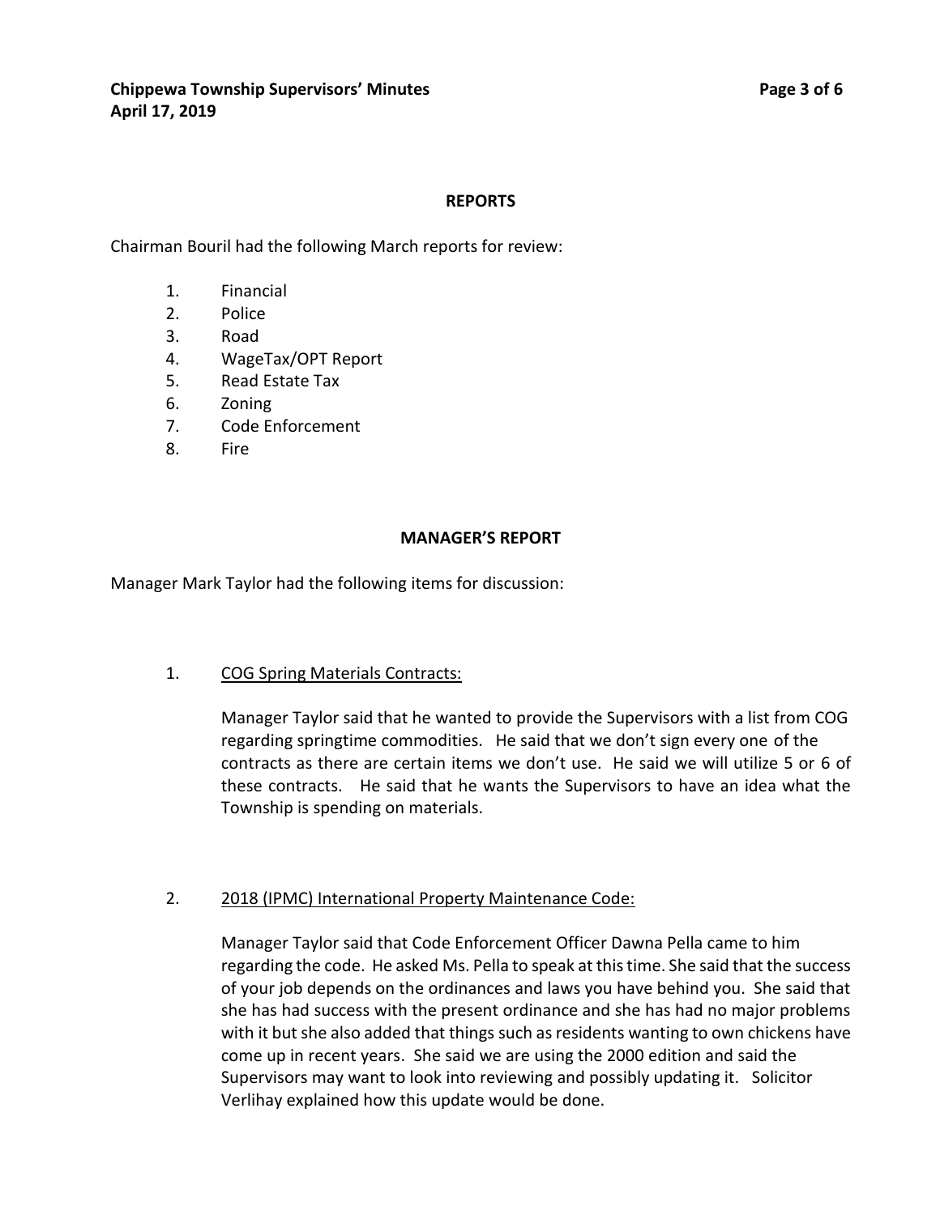## REPORTS

Chairman Bouril had the following March reports for review:

1. Financial
2. Police
3. Road
4. WageTax/OPT Report
5. Read Estate Tax
6. Zoning
7. Code Enforcement
8. Fire

## MANAGER'S REPORT

Manager Mark Taylor had the following items for discussion:

1. COG Spring Materials Contracts:

   Manager Taylor said that he wanted to provide the Supervisors with a list from COG regarding springtime commodities. He said that we don't sign every one of the contracts as there are certain items we don't use. He said we will utilize 5 or 6 of these contracts. He said that he wants the Supervisors to have an idea what the Township is spending on materials.

2. 2018 (IPMC) International Property Maintenance Code:

   Manager Taylor said that Code Enforcement Officer Dawna Pella came to him regarding the code. He asked Ms. Pella to speak at this time. She said that the success of your job depends on the ordinances and laws you have behind you. She said that she has had success with the present ordinance and she has had no major problems with it but she also added that things such as residents wanting to own chickens have come up in recent years. She said we are using the 2000 edition and said the Supervisors may want to look into reviewing and possibly updating it. Solicitor Verlihay explained how this update would be done.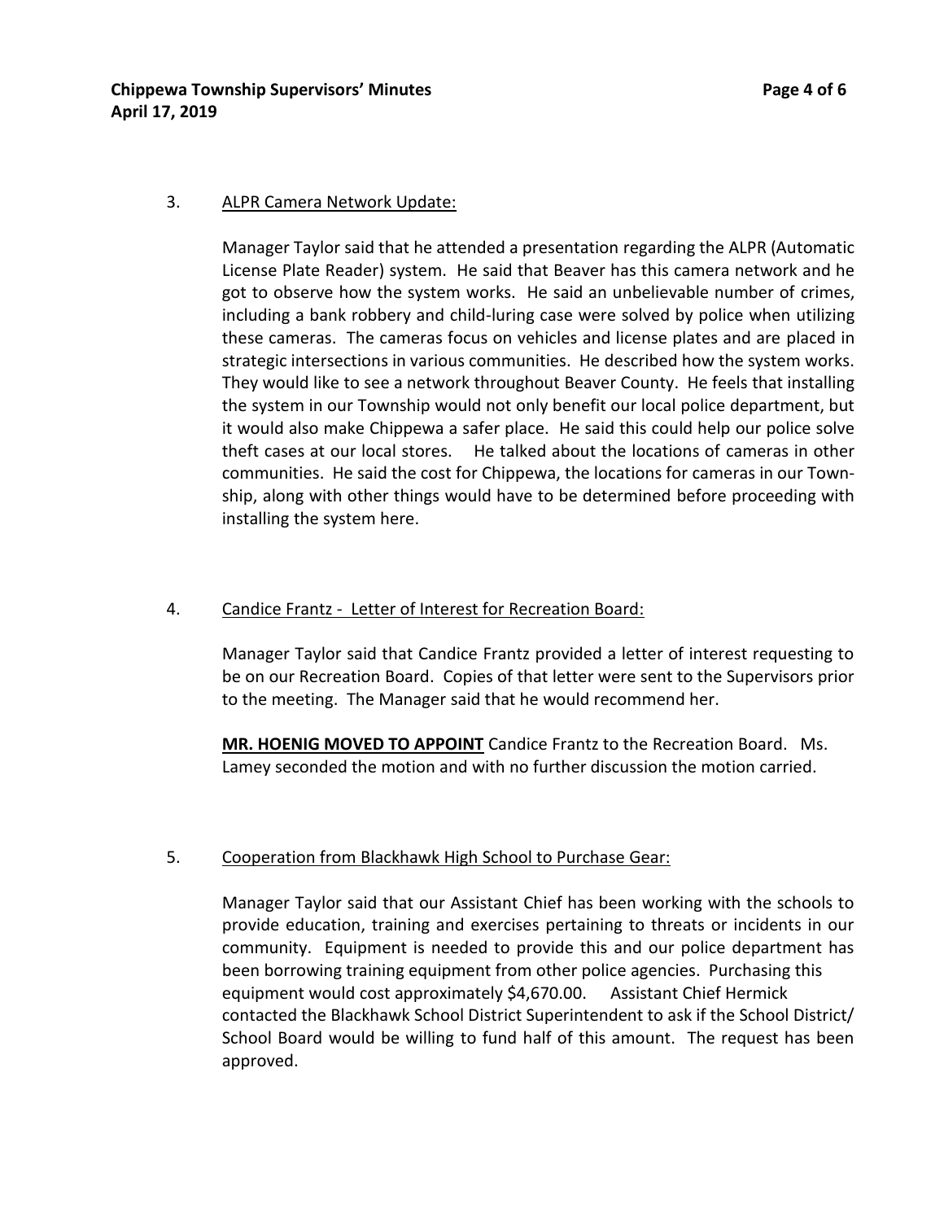3. <u>ALPR Camera Network Update:</u>

   Manager Taylor said that he attended a presentation regarding the ALPR (Automatic License Plate Reader) system. He said that Beaver has this camera network and he got to observe how the system works. He said an unbelievable number of crimes, including a bank robbery and child-luring case were solved by police when utilizing these cameras. The cameras focus on vehicles and license plates and are placed in strategic intersections in various communities. He described how the system works. They would like to see a network throughout Beaver County. He feels that installing the system in our Township would not only benefit our local police department, but it would also make Chippewa a safer place. He said this could help our police solve theft cases at our local stores. He talked about the locations of cameras in other communities. He said the cost for Chippewa, the locations for cameras in our Township, along with other things would have to be determined before proceeding with installing the system here.

4. <u>Candice Frantz - Letter of Interest for Recreation Board:</u>

   Manager Taylor said that Candice Frantz provided a letter of interest requesting to be on our Recreation Board. Copies of that letter were sent to the Supervisors prior to the meeting. The Manager said that he would recommend her.

   **<u>MR. HOENIG MOVED TO APPOINT</u>** Candice Frantz to the Recreation Board. Ms. Lamey seconded the motion and with no further discussion the motion carried.

5. <u>Cooperation from Blackhawk High School to Purchase Gear:</u>

   Manager Taylor said that our Assistant Chief has been working with the schools to provide education, training and exercises pertaining to threats or incidents in our community. Equipment is needed to provide this and our police department has been borrowing training equipment from other police agencies. Purchasing this equipment would cost approximately $4,670.00. Assistant Chief Hermick contacted the Blackhawk School District Superintendent to ask if the School District/ School Board would be willing to fund half of this amount. The request has been approved.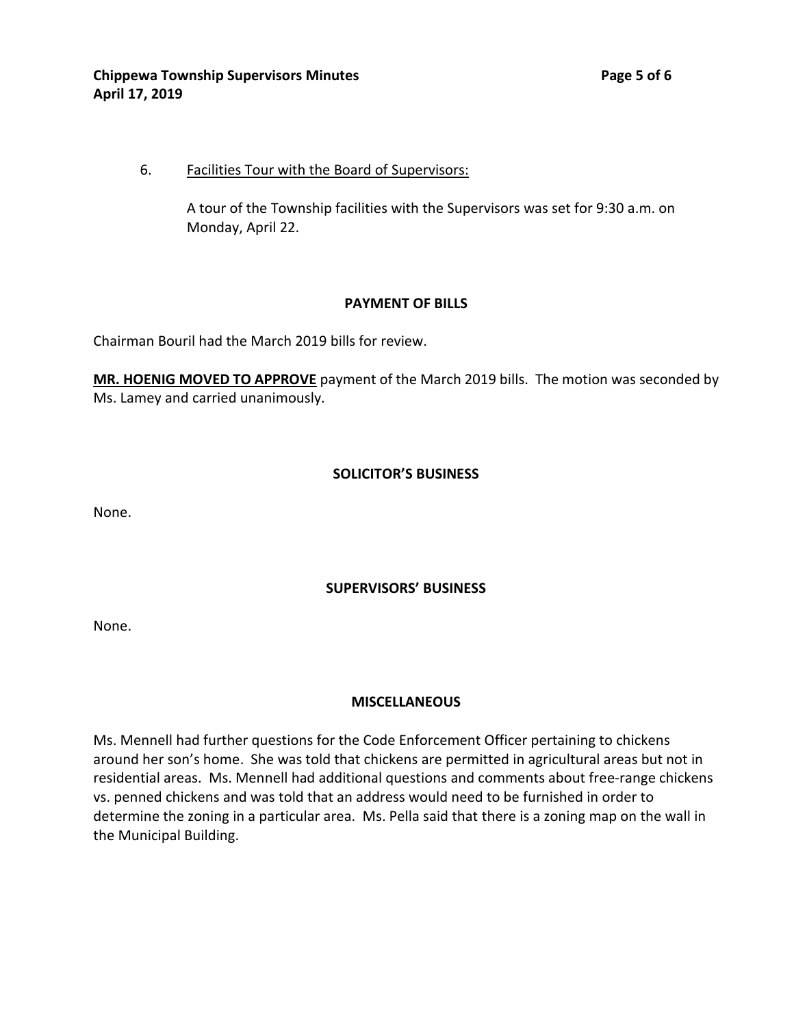6. <u>Facilities Tour with the Board of Supervisors:</u>

   A tour of the Township facilities with the Supervisors was set for 9:30 a.m. on Monday, April 22.

## PAYMENT OF BILLS

Chairman Bouril had the March 2019 bills for review.

<u>**MR. HOENIG MOVED TO APPROVE**</u> payment of the March 2019 bills. The motion was seconded by Ms. Lamey and carried unanimously.

## SOLICITOR'S BUSINESS

None.

## SUPERVISORS' BUSINESS

None.

## MISCELLANEOUS

Ms. Mennell had further questions for the Code Enforcement Officer pertaining to chickens around her son's home. She was told that chickens are permitted in agricultural areas but not in residential areas. Ms. Mennell had additional questions and comments about free-range chickens vs. penned chickens and was told that an address would need to be furnished in order to determine the zoning in a particular area. Ms. Pella said that there is a zoning map on the wall in the Municipal Building.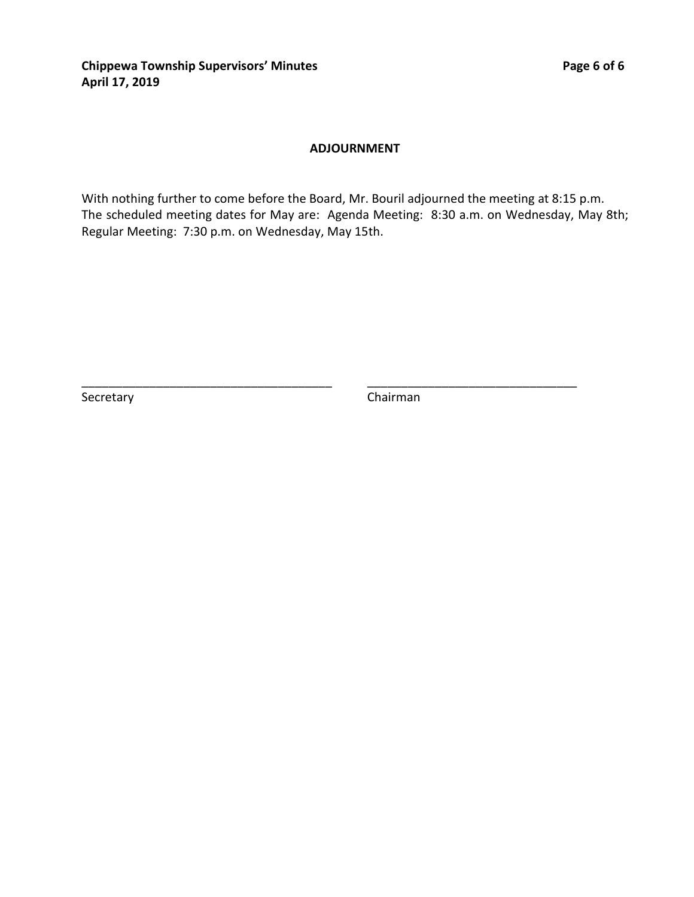## ADJOURNMENT

With nothing further to come before the Board, Mr. Bouril adjourned the meeting at 8:15 p.m. The scheduled meeting dates for May are: Agenda Meeting: 8:30 a.m. on Wednesday, May 8th; Regular Meeting: 7:30 p.m. on Wednesday, May 15th.

______________________________________ 　　 _______________________________

Secretary　　　　　　　　　　　　　　　　 Chairman